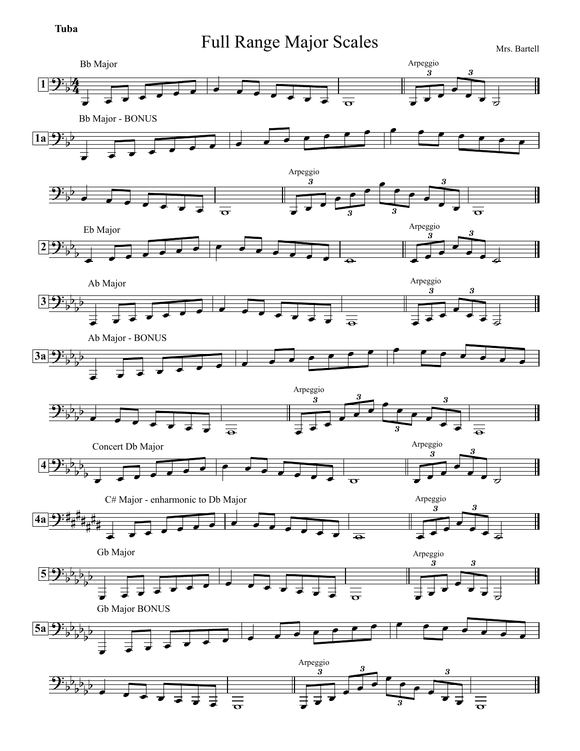**Tuba**

# Full Range Major Scales

Mrs. Bartell

**1** Bb Major — Arpeggio

**1a** Bb Major - BONUS — Arpeggio

**2** Eb Major — Arpeggio

**3** Ab Major — Arpeggio

**3a** Ab Major - BONUS — Arpeggio

**4** Concert Db Major — Arpeggio

**4a** C# Major - enharmonic to Db Major — Arpeggio

**5** Gb Major — Arpeggio

**5a** Gb Major BONUS — Arpeggio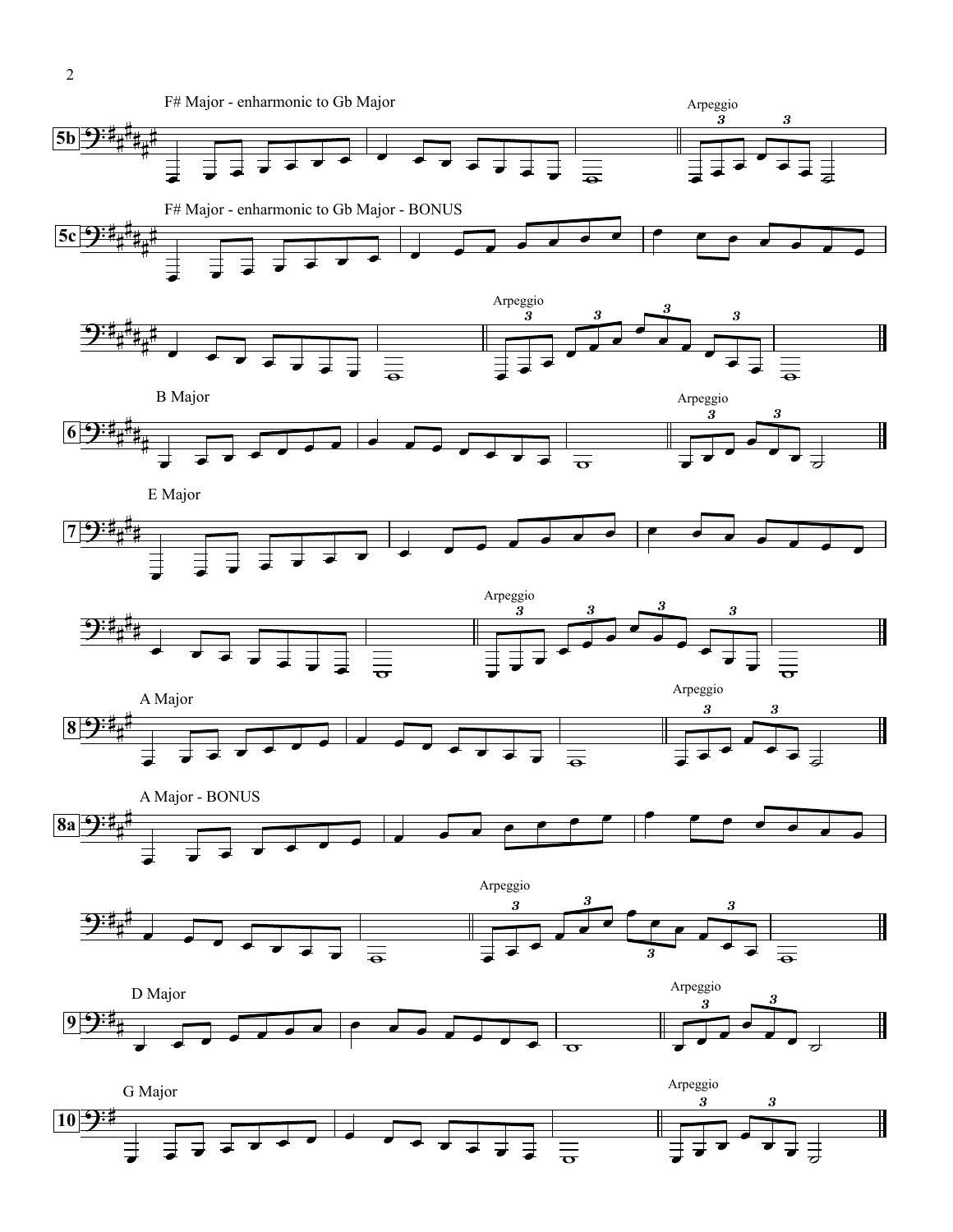**5b** F# Major - enharmonic to Gb Major

Arpeggio

**5c** F# Major - enharmonic to Gb Major - BONUS

Arpeggio

**6** B Major

Arpeggio

**7** E Major

Arpeggio

**8** A Major

Arpeggio

**8a** A Major - BONUS

Arpeggio

**9** D Major

Arpeggio

**10** G Major

Arpeggio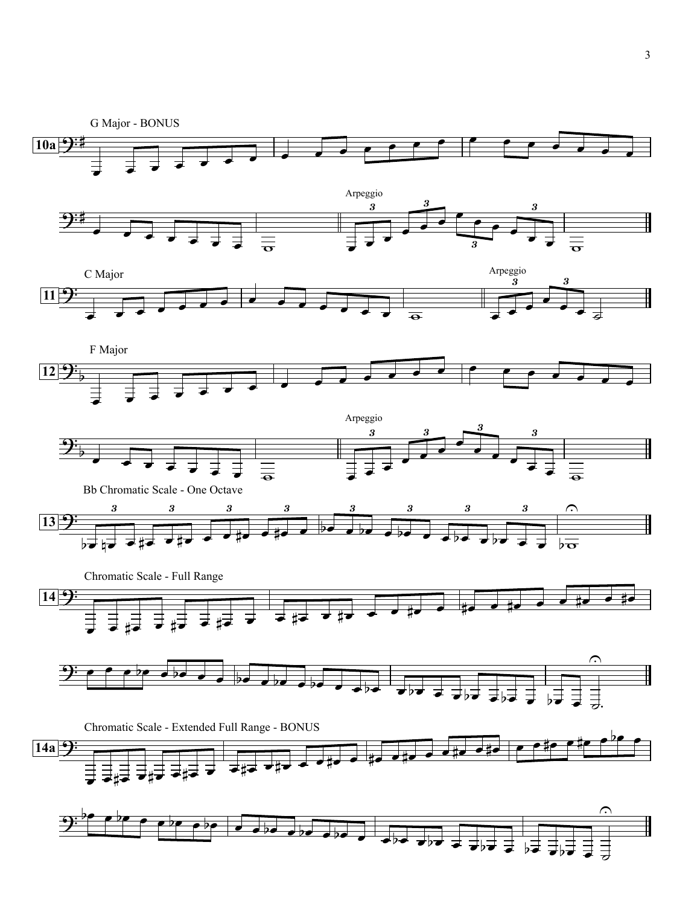**10a** G Major - BONUS

Arpeggio

**11** C Major

Arpeggio

**12** F Major

Arpeggio

**13** Bb Chromatic Scale - One Octave

**14** Chromatic Scale - Full Range

**14a** Chromatic Scale - Extended Full Range - BONUS